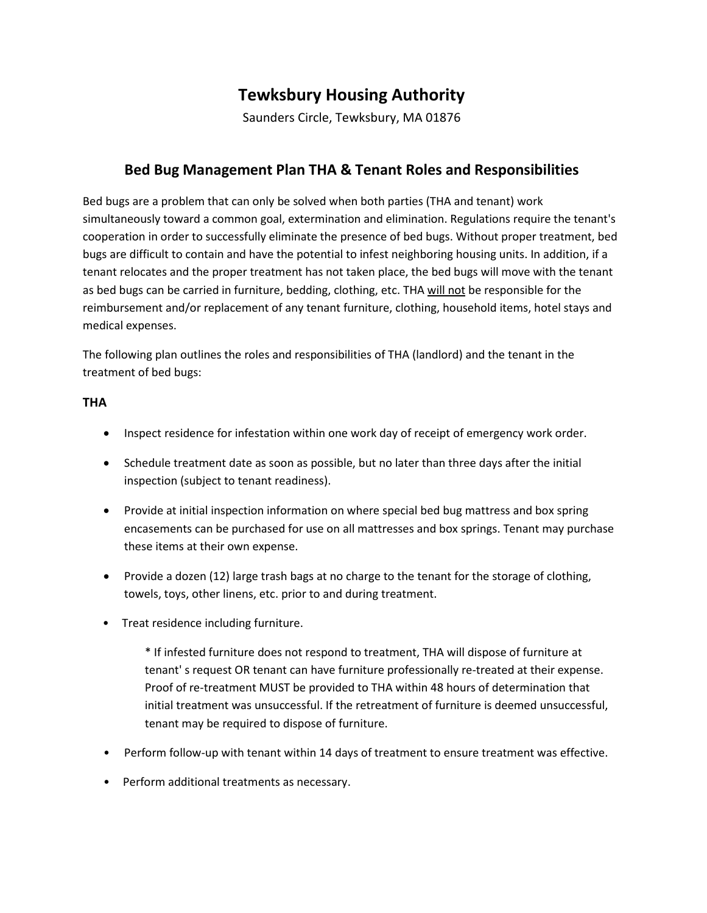# Tewksbury Housing Authority

Saunders Circle, Tewksbury, MA 01876

## Bed Bug Management Plan THA & Tenant Roles and Responsibilities

Bed bugs are a problem that can only be solved when both parties (THA and tenant) work simultaneously toward a common goal, extermination and elimination. Regulations require the tenant's cooperation in order to successfully eliminate the presence of bed bugs. Without proper treatment, bed bugs are difficult to contain and have the potential to infest neighboring housing units. In addition, if a tenant relocates and the proper treatment has not taken place, the bed bugs will move with the tenant as bed bugs can be carried in furniture, bedding, clothing, etc. THA <u>will not</u> be responsible for the reimbursement and/or replacement of any tenant furniture, clothing, household items, hotel stays and medical expenses.

The following plan outlines the roles and responsibilities of THA (landlord) and the tenant in the treatment of bed bugs:

### THA

- Inspect residence for infestation within one work day of receipt of emergency work order.
- Schedule treatment date as soon as possible, but no later than three days after the initial inspection (subject to tenant readiness).
- Provide at initial inspection information on where special bed bug mattress and box spring encasements can be purchased for use on all mattresses and box springs. Tenant may purchase these items at their own expense.
- Provide a dozen (12) large trash bags at no charge to the tenant for the storage of clothing, towels, toys, other linens, etc. prior to and during treatment.
- Treat residence including furniture.

  * If infested furniture does not respond to treatment, THA will dispose of furniture at tenant' s request OR tenant can have furniture professionally re-treated at their expense. Proof of re-treatment MUST be provided to THA within 48 hours of determination that initial treatment was unsuccessful. If the retreatment of furniture is deemed unsuccessful, tenant may be required to dispose of furniture.

- Perform follow-up with tenant within 14 days of treatment to ensure treatment was effective.
- Perform additional treatments as necessary.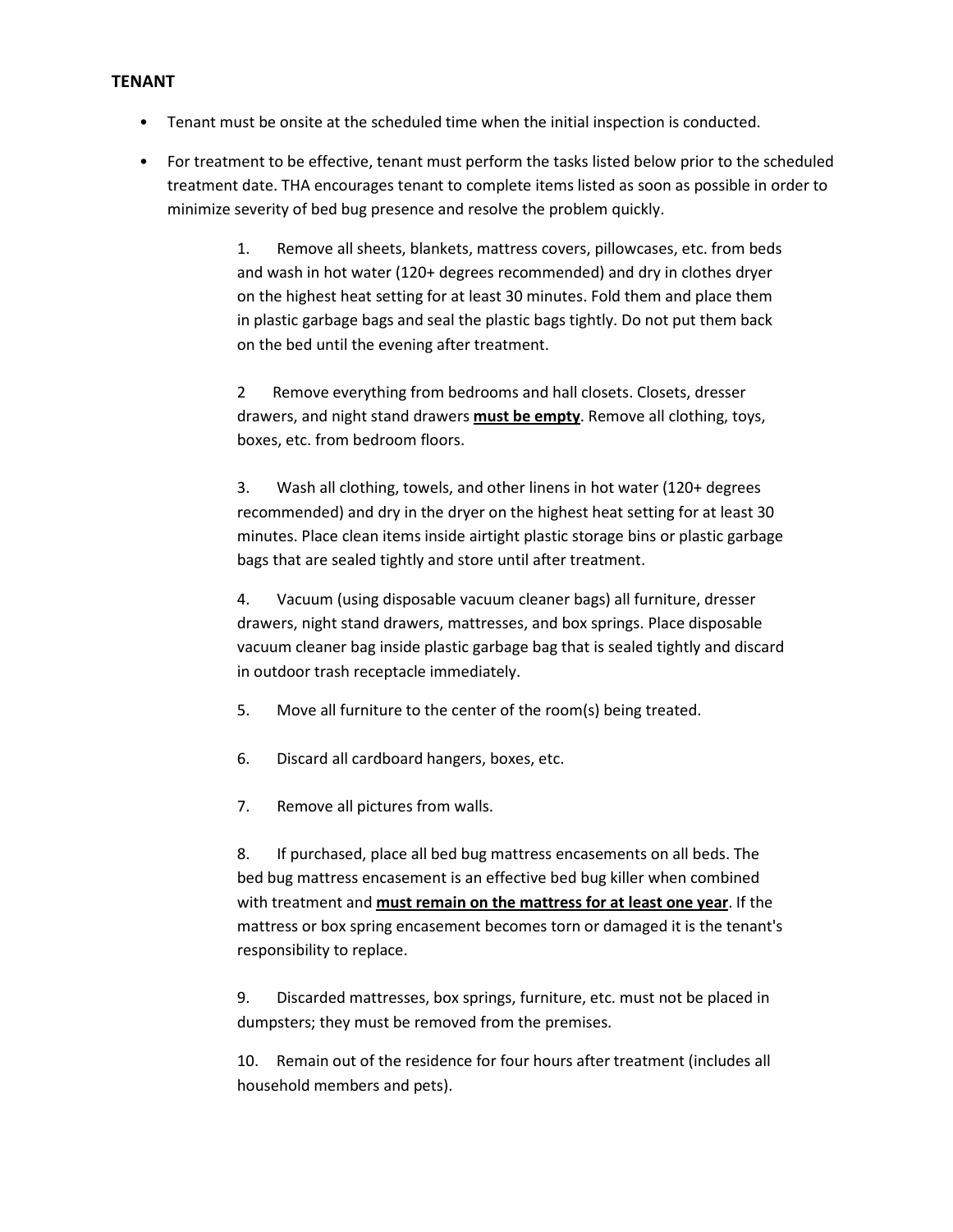## TENANT

- Tenant must be onsite at the scheduled time when the initial inspection is conducted.
- For treatment to be effective, tenant must perform the tasks listed below prior to the scheduled treatment date. THA encourages tenant to complete items listed as soon as possible in order to minimize severity of bed bug presence and resolve the problem quickly.

  1. Remove all sheets, blankets, mattress covers, pillowcases, etc. from beds and wash in hot water (120+ degrees recommended) and dry in clothes dryer on the highest heat setting for at least 30 minutes. Fold them and place them in plastic garbage bags and seal the plastic bags tightly. Do not put them back on the bed until the evening after treatment.

  2. Remove everything from bedrooms and hall closets. Closets, dresser drawers, and night stand drawers <u>**must be empty**</u>. Remove all clothing, toys, boxes, etc. from bedroom floors.

  3. Wash all clothing, towels, and other linens in hot water (120+ degrees recommended) and dry in the dryer on the highest heat setting for at least 30 minutes. Place clean items inside airtight plastic storage bins or plastic garbage bags that are sealed tightly and store until after treatment.

  4. Vacuum (using disposable vacuum cleaner bags) all furniture, dresser drawers, night stand drawers, mattresses, and box springs. Place disposable vacuum cleaner bag inside plastic garbage bag that is sealed tightly and discard in outdoor trash receptacle immediately.

  5. Move all furniture to the center of the room(s) being treated.

  6. Discard all cardboard hangers, boxes, etc.

  7. Remove all pictures from walls.

  8. If purchased, place all bed bug mattress encasements on all beds. The bed bug mattress encasement is an effective bed bug killer when combined with treatment and <u>**must remain on the mattress for at least one year**</u>. If the mattress or box spring encasement becomes torn or damaged it is the tenant's responsibility to replace.

  9. Discarded mattresses, box springs, furniture, etc. must not be placed in dumpsters; they must be removed from the premises.

  10. Remain out of the residence for four hours after treatment (includes all household members and pets).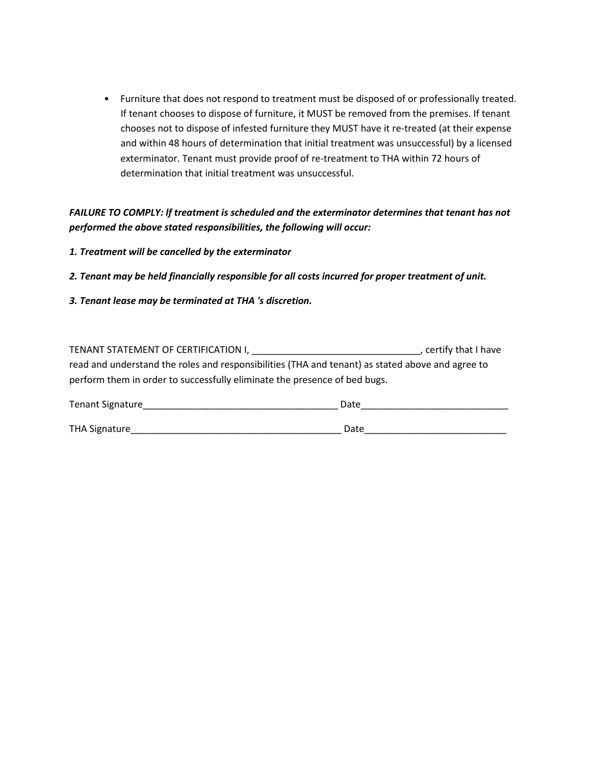- Furniture that does not respond to treatment must be disposed of or professionally treated. If tenant chooses to dispose of furniture, it MUST be removed from the premises. If tenant chooses not to dispose of infested furniture they MUST have it re-treated (at their expense and within 48 hours of determination that initial treatment was unsuccessful) by a licensed exterminator. Tenant must provide proof of re-treatment to THA within 72 hours of determination that initial treatment was unsuccessful.

***FAILURE TO COMPLY: lf treatment is scheduled and the exterminator determines that tenant has not performed the above stated responsibilities, the following will occur:***

***1. Treatment will be cancelled by the exterminator***

***2. Tenant may be held financially responsible for all costs incurred for proper treatment of unit.***

***3. Tenant lease may be terminated at THA 's discretion.***

TENANT STATEMENT OF CERTIFICATION I, ________________________________, certify that I have read and understand the roles and responsibilities (THA and tenant) as stated above and agree to perform them in order to successfully eliminate the presence of bed bugs.

Tenant Signature_____________________________________ Date____________________________

THA Signature________________________________________ Date___________________________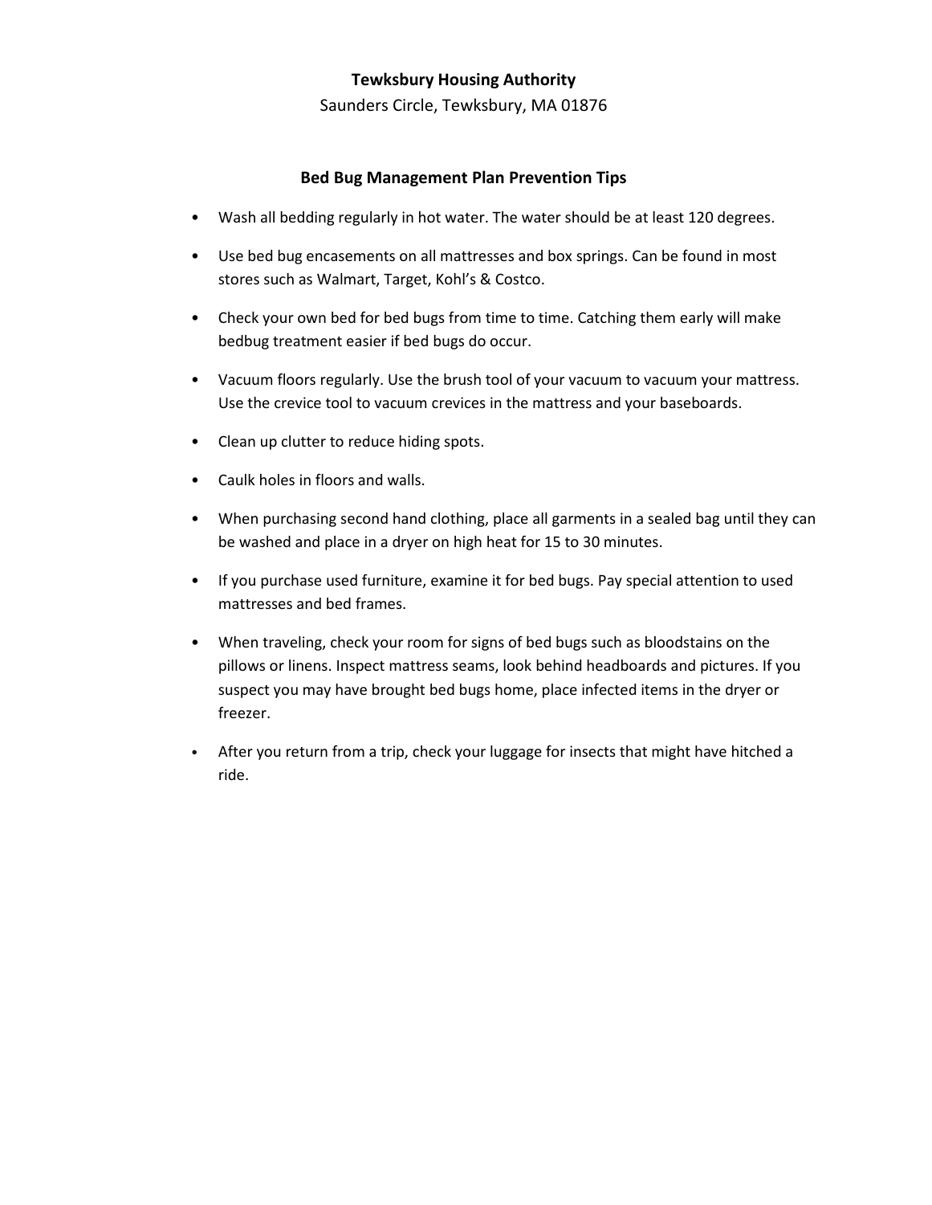**Tewksbury Housing Authority**

Saunders Circle, Tewksbury, MA 01876

**Bed Bug Management Plan Prevention Tips**

- Wash all bedding regularly in hot water. The water should be at least 120 degrees.
- Use bed bug encasements on all mattresses and box springs. Can be found in most stores such as Walmart, Target, Kohl's & Costco.
- Check your own bed for bed bugs from time to time. Catching them early will make bedbug treatment easier if bed bugs do occur.
- Vacuum floors regularly. Use the brush tool of your vacuum to vacuum your mattress. Use the crevice tool to vacuum crevices in the mattress and your baseboards.
- Clean up clutter to reduce hiding spots.
- Caulk holes in floors and walls.
- When purchasing second hand clothing, place all garments in a sealed bag until they can be washed and place in a dryer on high heat for 15 to 30 minutes.
- If you purchase used furniture, examine it for bed bugs. Pay special attention to used mattresses and bed frames.
- When traveling, check your room for signs of bed bugs such as bloodstains on the pillows or linens. Inspect mattress seams, look behind headboards and pictures. If you suspect you may have brought bed bugs home, place infected items in the dryer or freezer.
- After you return from a trip, check your luggage for insects that might have hitched a ride.